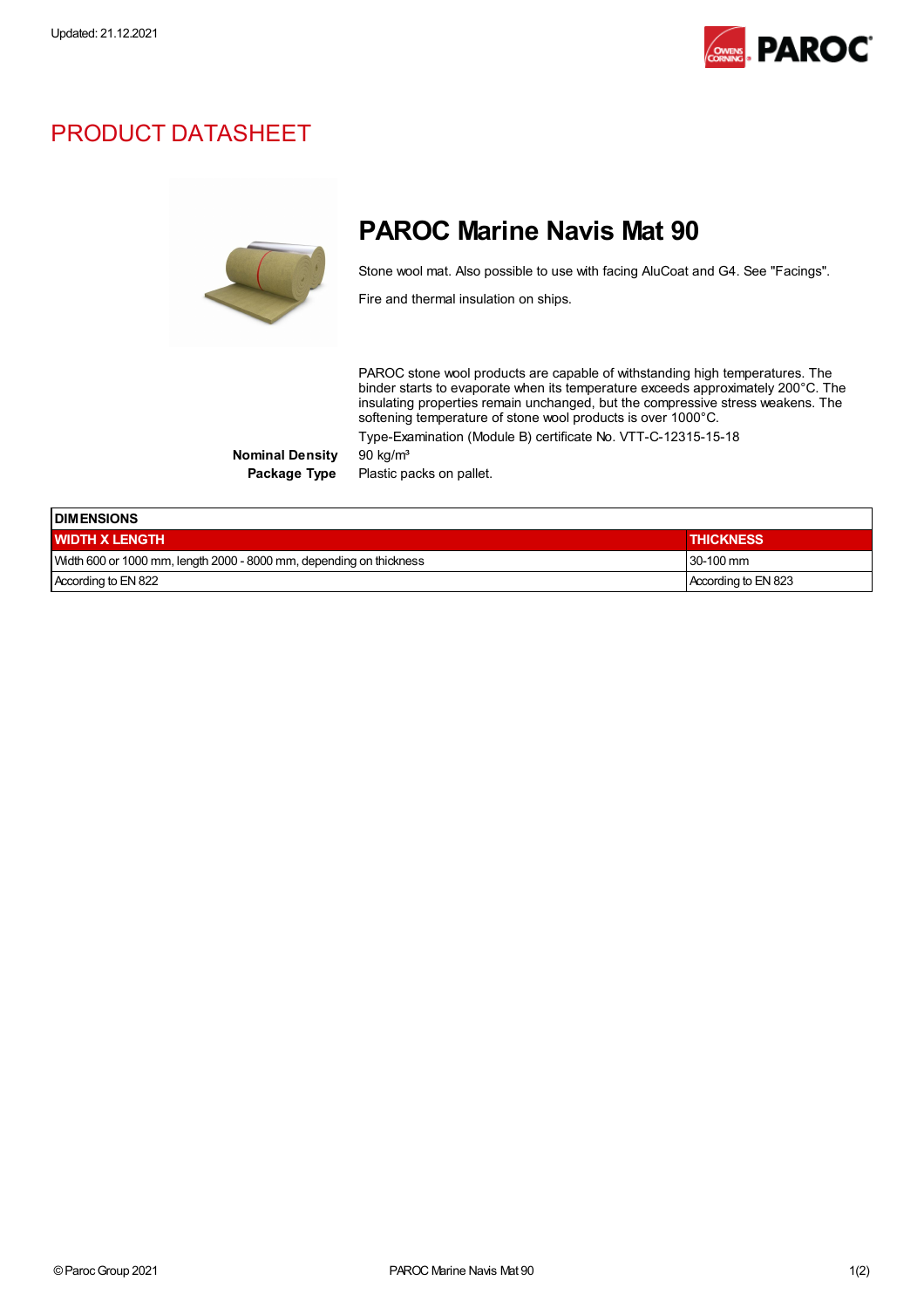Updated: 21.12.2021

# PRODUCT DATASHEET

## PAROC Marine Navis Mat 90

Stone wool mat. Also possible to use with facing AluCoat and G4. See "Facings".

Fire and thermal insulation on ships.

PAROC stone wool products are capable of withstanding high temperatures. The binder starts to evaporate when its temperature exceeds approximately 200°C. The insulating properties remain unchanged, but the compressive stress weakens. The softening temperature of stone wool products is over 1000°C.

Type-Examination (Module B) certificate No. VTT-C-12315-15-18

**Nominal Density** 90 kg/m³

**Package Type** Plastic packs on pallet.

| DIMENSIONS | |
|---|---|
| **WIDTH X LENGTH** | **THICKNESS** |
| Width 600 or 1000 mm, length 2000 - 8000 mm, depending on thickness | 30-100 mm |
| According to EN 822 | According to EN 823 |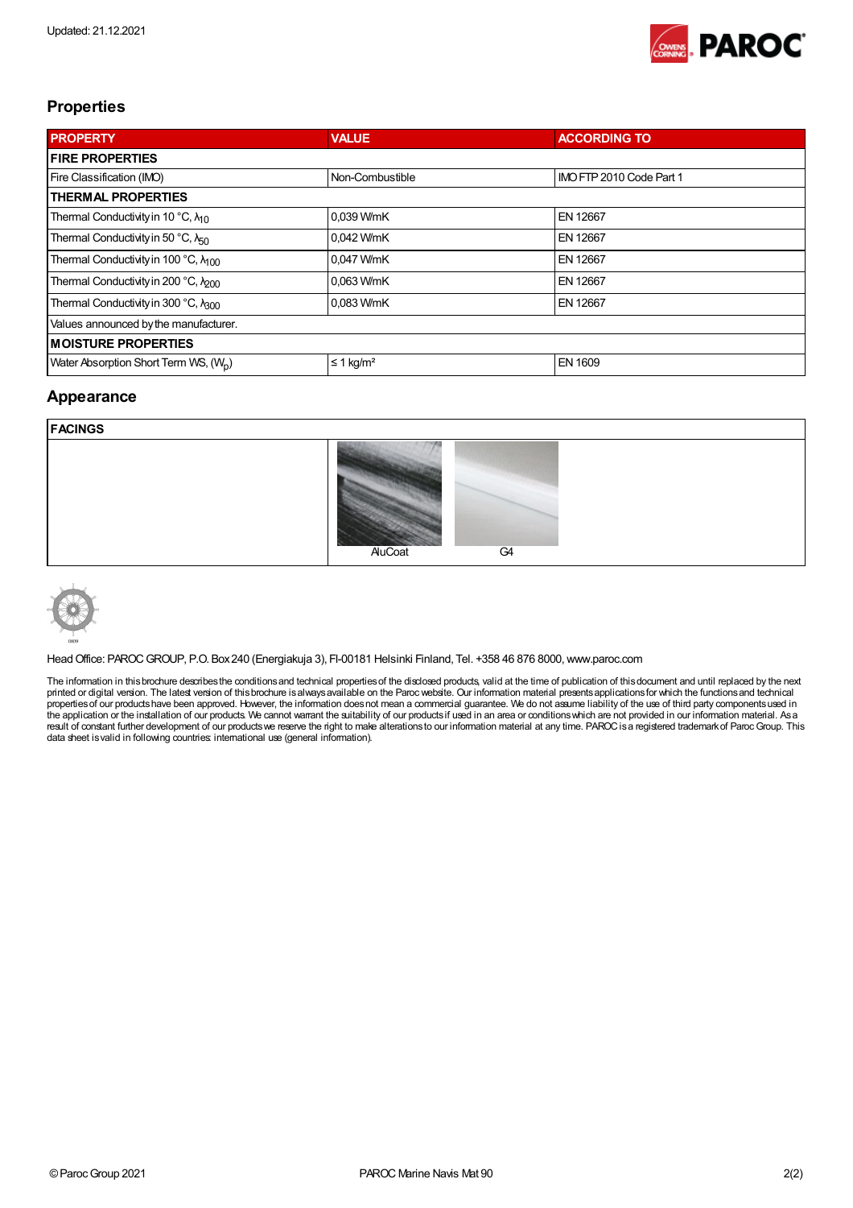Updated: 21.12.2021

## Properties

| PROPERTY | VALUE | ACCORDING TO |
|---|---|---|
| **FIRE PROPERTIES** | | |
| Fire Classification (IMO) | Non-Combustible | IMO FTP 2010 Code Part 1 |
| **THERMAL PROPERTIES** | | |
| Thermal Conductivity in 10 °C, $\lambda_{10}$ | 0,039 W/mK | EN 12667 |
| Thermal Conductivity in 50 °C, $\lambda_{50}$ | 0,042 W/mK | EN 12667 |
| Thermal Conductivity in 100 °C, $\lambda_{100}$ | 0,047 W/mK | EN 12667 |
| Thermal Conductivity in 200 °C, $\lambda_{200}$ | 0,063 W/mK | EN 12667 |
| Thermal Conductivity in 300 °C, $\lambda_{300}$ | 0,083 W/mK | EN 12667 |
| Values announced by the manufacturer. | | |
| **MOISTURE PROPERTIES** | | |
| Water Absorption Short Term WS, ($W_p$) | ≤ 1 kg/m² | EN 1609 |

## Appearance

| FACINGS | |
|---|---|
| | AluCoat, G4 |

Head Office: PAROC GROUP, P.O. Box 240 (Energiakuja 3), FI-00181 Helsinki Finland, Tel. +358 46 876 8000, www.paroc.com

The information in this brochure describes the conditions and technical properties of the disclosed products, valid at the time of publication of this document and until replaced by the next printed or digital version. The latest version of this brochure is always available on the Paroc website. Our information material presents applications for which the functions and technical properties of our products have been approved. However, the information does not mean a commercial guarantee. We do not assume liability of the use of third party components used in the application or the installation of our products. We cannot warrant the suitability of our products if used in an area or conditions which are not provided in our information material. As a result of constant further development of our products we reserve the right to make alterations to our information material at any time. PAROC is a registered trademark of Paroc Group. This data sheet is valid in following countries: international use (general information).

© Paroc Group 2021

PAROC Marine Navis Mat 90